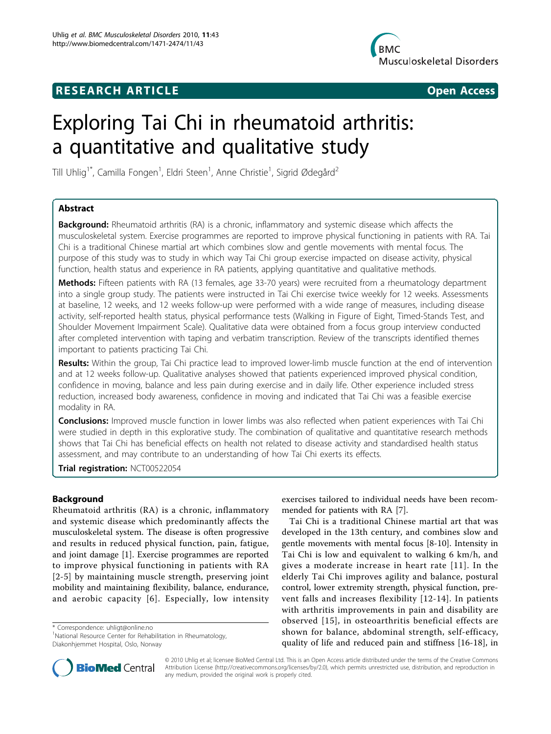RESEARCH ARTICLE Open Access

# Exploring Tai Chi in rheumatoid arthritis: a quantitative and qualitative study

Till Uhlig[1*], Camilla Fongen[1], Eldri Steen[1], Anne Christie[1], Sigrid Ødegård[2]

## Abstract

**Background:** Rheumatoid arthritis (RA) is a chronic, inflammatory and systemic disease which affects the musculoskeletal system. Exercise programmes are reported to improve physical functioning in patients with RA. Tai Chi is a traditional Chinese martial art which combines slow and gentle movements with mental focus. The purpose of this study was to study in which way Tai Chi group exercise impacted on disease activity, physical function, health status and experience in RA patients, applying quantitative and qualitative methods.

**Methods:** Fifteen patients with RA (13 females, age 33-70 years) were recruited from a rheumatology department into a single group study. The patients were instructed in Tai Chi exercise twice weekly for 12 weeks. Assessments at baseline, 12 weeks, and 12 weeks follow-up were performed with a wide range of measures, including disease activity, self-reported health status, physical performance tests (Walking in Figure of Eight, Timed-Stands Test, and Shoulder Movement Impairment Scale). Qualitative data were obtained from a focus group interview conducted after completed intervention with taping and verbatim transcription. Review of the transcripts identified themes important to patients practicing Tai Chi.

**Results:** Within the group, Tai Chi practice lead to improved lower-limb muscle function at the end of intervention and at 12 weeks follow-up. Qualitative analyses showed that patients experienced improved physical condition, confidence in moving, balance and less pain during exercise and in daily life. Other experience included stress reduction, increased body awareness, confidence in moving and indicated that Tai Chi was a feasible exercise modality in RA.

**Conclusions:** Improved muscle function in lower limbs was also reflected when patient experiences with Tai Chi were studied in depth in this explorative study. The combination of qualitative and quantitative research methods shows that Tai Chi has beneficial effects on health not related to disease activity and standardised health status assessment, and may contribute to an understanding of how Tai Chi exerts its effects.

**Trial registration:** NCT00522054

## Background

Rheumatoid arthritis (RA) is a chronic, inflammatory and systemic disease which predominantly affects the musculoskeletal system. The disease is often progressive and results in reduced physical function, pain, fatigue, and joint damage [1]. Exercise programmes are reported to improve physical functioning in patients with RA [2-5] by maintaining muscle strength, preserving joint mobility and maintaining flexibility, balance, endurance, and aerobic capacity [6]. Especially, low intensity exercises tailored to individual needs have been recommended for patients with RA [7].

Tai Chi is a traditional Chinese martial art that was developed in the 13th century, and combines slow and gentle movements with mental focus [8-10]. Intensity in Tai Chi is low and equivalent to walking 6 km/h, and gives a moderate increase in heart rate [11]. In the elderly Tai Chi improves agility and balance, postural control, lower extremity strength, physical function, prevent falls and increases flexibility [12-14]. In patients with arthritis improvements in pain and disability are observed [15], in osteoarthritis beneficial effects are shown for balance, abdominal strength, self-efficacy, quality of life and reduced pain and stiffness [16-18], in

* Correspondence: uhligt@online.no
[1]National Resource Center for Rehabilitation in Rheumatology, Diakonhjemmet Hospital, Oslo, Norway

© 2010 Uhlig et al; licensee BioMed Central Ltd. This is an Open Access article distributed under the terms of the Creative Commons Attribution License (http://creativecommons.org/licenses/by/2.0), which permits unrestricted use, distribution, and reproduction in any medium, provided the original work is properly cited.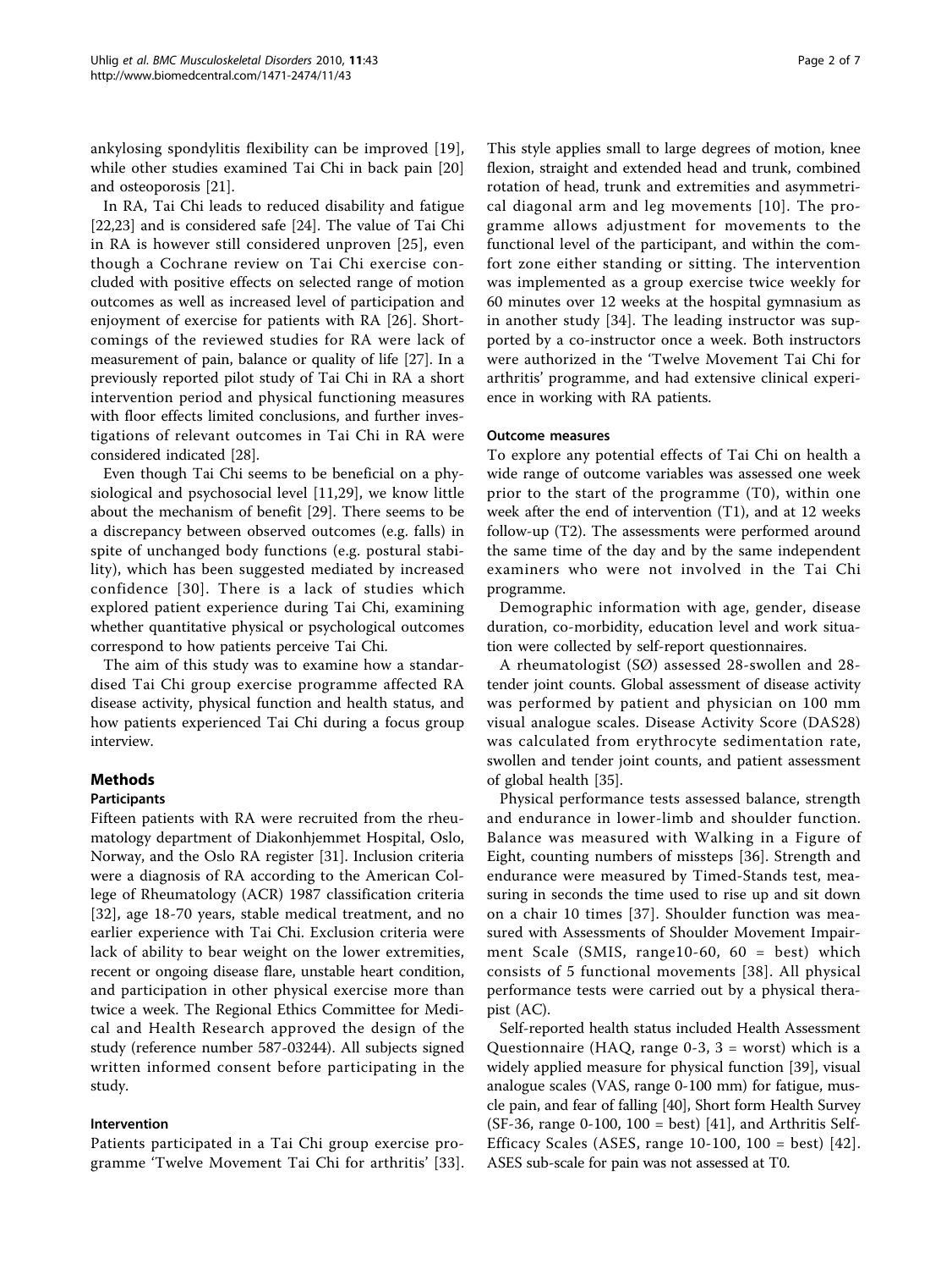ankylosing spondylitis flexibility can be improved [19], while other studies examined Tai Chi in back pain [20] and osteoporosis [21].

In RA, Tai Chi leads to reduced disability and fatigue [22,23] and is considered safe [24]. The value of Tai Chi in RA is however still considered unproven [25], even though a Cochrane review on Tai Chi exercise concluded with positive effects on selected range of motion outcomes as well as increased level of participation and enjoyment of exercise for patients with RA [26]. Shortcomings of the reviewed studies for RA were lack of measurement of pain, balance or quality of life [27]. In a previously reported pilot study of Tai Chi in RA a short intervention period and physical functioning measures with floor effects limited conclusions, and further investigations of relevant outcomes in Tai Chi in RA were considered indicated [28].

Even though Tai Chi seems to be beneficial on a physiological and psychosocial level [11,29], we know little about the mechanism of benefit [29]. There seems to be a discrepancy between observed outcomes (e.g. falls) in spite of unchanged body functions (e.g. postural stability), which has been suggested mediated by increased confidence [30]. There is a lack of studies which explored patient experience during Tai Chi, examining whether quantitative physical or psychological outcomes correspond to how patients perceive Tai Chi.

The aim of this study was to examine how a standardised Tai Chi group exercise programme affected RA disease activity, physical function and health status, and how patients experienced Tai Chi during a focus group interview.

## Methods

### Participants

Fifteen patients with RA were recruited from the rheumatology department of Diakonhjemmet Hospital, Oslo, Norway, and the Oslo RA register [31]. Inclusion criteria were a diagnosis of RA according to the American College of Rheumatology (ACR) 1987 classification criteria [32], age 18-70 years, stable medical treatment, and no earlier experience with Tai Chi. Exclusion criteria were lack of ability to bear weight on the lower extremities, recent or ongoing disease flare, unstable heart condition, and participation in other physical exercise more than twice a week. The Regional Ethics Committee for Medical and Health Research approved the design of the study (reference number 587-03244). All subjects signed written informed consent before participating in the study.

### Intervention

Patients participated in a Tai Chi group exercise programme 'Twelve Movement Tai Chi for arthritis' [33]. This style applies small to large degrees of motion, knee flexion, straight and extended head and trunk, combined rotation of head, trunk and extremities and asymmetrical diagonal arm and leg movements [10]. The programme allows adjustment for movements to the functional level of the participant, and within the comfort zone either standing or sitting. The intervention was implemented as a group exercise twice weekly for 60 minutes over 12 weeks at the hospital gymnasium as in another study [34]. The leading instructor was supported by a co-instructor once a week. Both instructors were authorized in the 'Twelve Movement Tai Chi for arthritis' programme, and had extensive clinical experience in working with RA patients.

### Outcome measures

To explore any potential effects of Tai Chi on health a wide range of outcome variables was assessed one week prior to the start of the programme (T0), within one week after the end of intervention (T1), and at 12 weeks follow-up (T2). The assessments were performed around the same time of the day and by the same independent examiners who were not involved in the Tai Chi programme.

Demographic information with age, gender, disease duration, co-morbidity, education level and work situation were collected by self-report questionnaires.

A rheumatologist (SØ) assessed 28-swollen and 28-tender joint counts. Global assessment of disease activity was performed by patient and physician on 100 mm visual analogue scales. Disease Activity Score (DAS28) was calculated from erythrocyte sedimentation rate, swollen and tender joint counts, and patient assessment of global health [35].

Physical performance tests assessed balance, strength and endurance in lower-limb and shoulder function. Balance was measured with Walking in a Figure of Eight, counting numbers of missteps [36]. Strength and endurance were measured by Timed-Stands test, measuring in seconds the time used to rise up and sit down on a chair 10 times [37]. Shoulder function was measured with Assessments of Shoulder Movement Impairment Scale (SMIS, range10-60, 60 = best) which consists of 5 functional movements [38]. All physical performance tests were carried out by a physical therapist (AC).

Self-reported health status included Health Assessment Questionnaire (HAQ, range 0-3, 3 = worst) which is a widely applied measure for physical function [39], visual analogue scales (VAS, range 0-100 mm) for fatigue, muscle pain, and fear of falling [40], Short form Health Survey (SF-36, range 0-100, 100 = best) [41], and Arthritis Self-Efficacy Scales (ASES, range 10-100, 100 = best) [42]. ASES sub-scale for pain was not assessed at T0.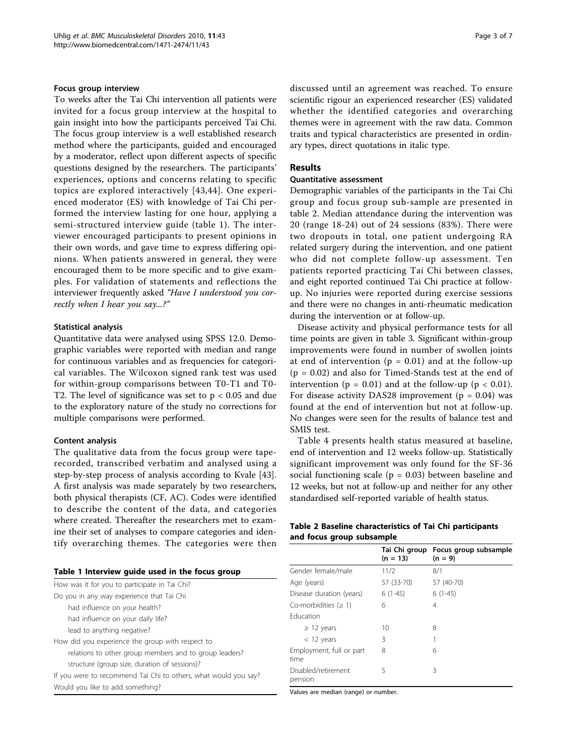#### Focus group interview

To weeks after the Tai Chi intervention all patients were invited for a focus group interview at the hospital to gain insight into how the participants perceived Tai Chi. The focus group interview is a well established research method where the participants, guided and encouraged by a moderator, reflect upon different aspects of specific questions designed by the researchers. The participants' experiences, options and concerns relating to specific topics are explored interactively [43,44]. One experienced moderator (ES) with knowledge of Tai Chi performed the interview lasting for one hour, applying a semi-structured interview guide (table 1). The interviewer encouraged participants to present opinions in their own words, and gave time to express differing opinions. When patients answered in general, they were encouraged them to be more specific and to give examples. For validation of statements and reflections the interviewer frequently asked *"Have I understood you correctly when I hear you say...?"*

#### Statistical analysis

Quantitative data were analysed using SPSS 12.0. Demographic variables were reported with median and range for continuous variables and as frequencies for categorical variables. The Wilcoxon signed rank test was used for within-group comparisons between T0-T1 and T0-T2. The level of significance was set to $p < 0.05$ and due to the exploratory nature of the study no corrections for multiple comparisons were performed.

#### Content analysis

The qualitative data from the focus group were tape-recorded, transcribed verbatim and analysed using a step-by-step process of analysis according to Kvale [43]. A first analysis was made separately by two researchers, both physical therapists (CF, AC). Codes were identified to describe the content of the data, and categories where created. Thereafter the researchers met to examine their set of analyses to compare categories and identify overarching themes. The categories were then discussed until an agreement was reached. To ensure scientific rigour an experienced researcher (ES) validated whether the identified categories and overarching themes were in agreement with the raw data. Common traits and typical characteristics are presented in ordinary types, direct quotations in italic type.

**Table 1 Interview guide used in the focus group**

| |
|---|
| How was it for you to participate in Tai Chi? |
| Do you in any way experience that Tai Chi |
| had influence on your health? |
| had influence on your daily life? |
| lead to anything negative? |
| How did you experience the group with respect to |
| relations to other group members and to group leaders? |
| structure (group size, duration of sessions)? |
| If you were to recommend Tai Chi to others, what would you say? |
| Would you like to add something? |

## Results

#### Quantitative assessment

Demographic variables of the participants in the Tai Chi group and focus group sub-sample are presented in table 2. Median attendance during the intervention was 20 (range 18-24) out of 24 sessions (83%). There were two dropouts in total, one patient undergoing RA related surgery during the intervention, and one patient who did not complete follow-up assessment. Ten patients reported practicing Tai Chi between classes, and eight reported continued Tai Chi practice at follow-up. No injuries were reported during exercise sessions and there were no changes in anti-rheumatic medication during the intervention or at follow-up.

Disease activity and physical performance tests for all time points are given in table 3. Significant within-group improvements were found in number of swollen joints at end of intervention ($p = 0.01$) and at the follow-up ($p = 0.02$) and also for Timed-Stands test at the end of intervention ($p = 0.01$) and at the follow-up ($p < 0.01$). For disease activity DAS28 improvement ($p = 0.04$) was found at the end of intervention but not at follow-up. No changes were seen for the results of balance test and SMIS test.

Table 4 presents health status measured at baseline, end of intervention and 12 weeks follow-up. Statistically significant improvement was only found for the SF-36 social functioning scale ($p = 0.03$) between baseline and 12 weeks, but not at follow-up and neither for any other standardised self-reported variable of health status.

**Table 2 Baseline characteristics of Tai Chi participants and focus group subsample**

| | Tai Chi group (n = 13) | Focus group subsample (n = 9) |
|---|---|---|
| Gender female/male | 11/2 | 8/1 |
| Age (years) | 57 (33-70) | 57 (40-70) |
| Disease duration (years) | 6 (1-45) | 6 (1-45) |
| Co-morbidities (≥ 1) | 6 | 4 |
| Education | | |
| ≥ 12 years | 10 | 8 |
| < 12 years | 3 | 1 |
| Employment, full or part time | 8 | 6 |
| Disabled/retirement pension | 5 | 3 |

Values are median (range) or number.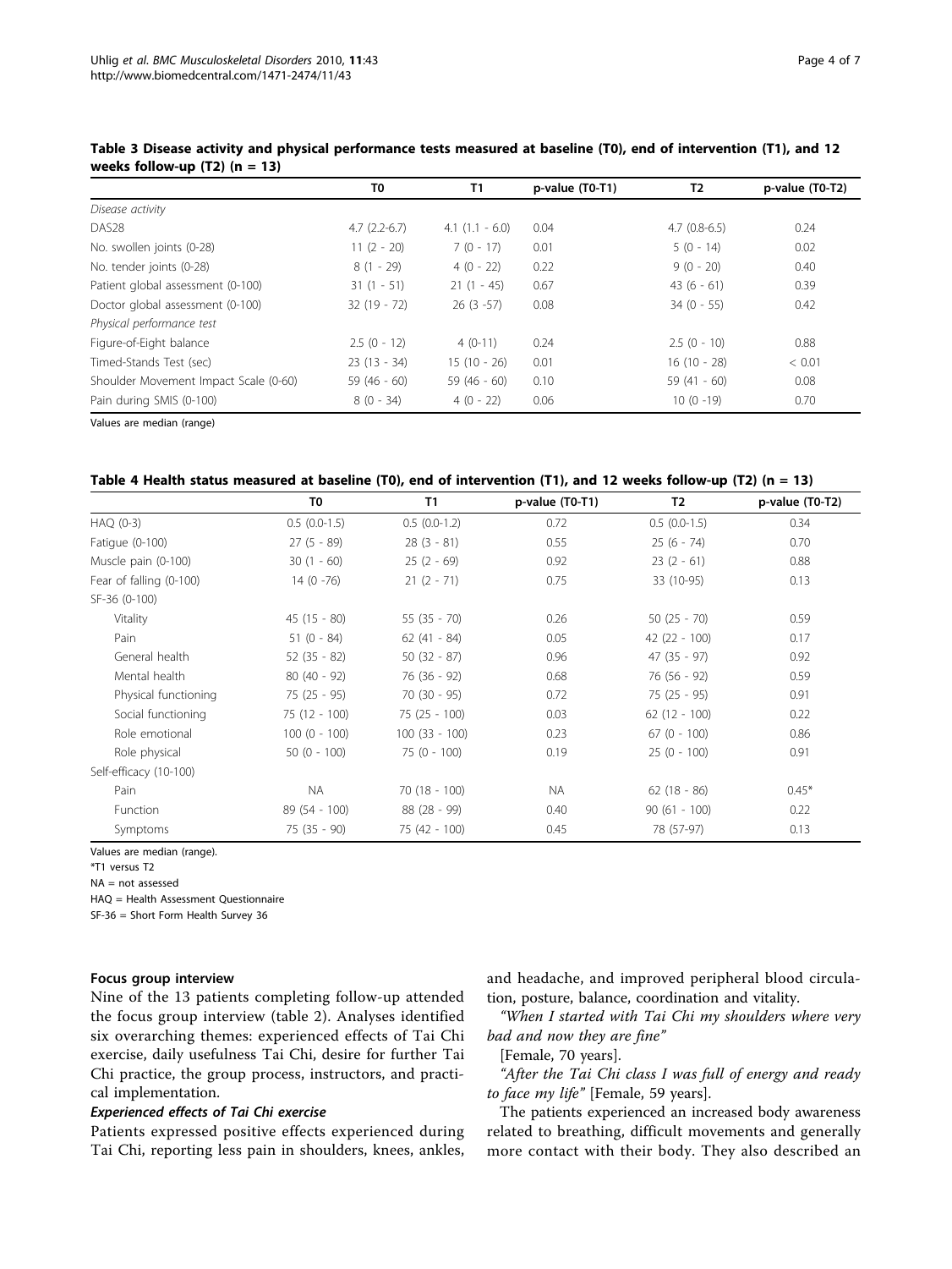**Table 3 Disease activity and physical performance tests measured at baseline (T0), end of intervention (T1), and 12 weeks follow-up (T2) (n = 13)**

| | T0 | T1 | p-value (T0-T1) | T2 | p-value (T0-T2) |
|---|---|---|---|---|---|
| *Disease activity* | | | | | |
| DAS28 | 4.7 (2.2-6.7) | 4.1 (1.1 - 6.0) | 0.04 | 4.7 (0.8-6.5) | 0.24 |
| No. swollen joints (0-28) | 11 (2 - 20) | 7 (0 - 17) | 0.01 | 5 (0 - 14) | 0.02 |
| No. tender joints (0-28) | 8 (1 - 29) | 4 (0 - 22) | 0.22 | 9 (0 - 20) | 0.40 |
| Patient global assessment (0-100) | 31 (1 - 51) | 21 (1 - 45) | 0.67 | 43 (6 - 61) | 0.39 |
| Doctor global assessment (0-100) | 32 (19 - 72) | 26 (3 -57) | 0.08 | 34 (0 - 55) | 0.42 |
| *Physical performance test* | | | | | |
| Figure-of-Eight balance | 2.5 (0 - 12) | 4 (0-11) | 0.24 | 2.5 (0 - 10) | 0.88 |
| Timed-Stands Test (sec) | 23 (13 - 34) | 15 (10 - 26) | 0.01 | 16 (10 - 28) | < 0.01 |
| Shoulder Movement Impact Scale (0-60) | 59 (46 - 60) | 59 (46 - 60) | 0.10 | 59 (41 - 60) | 0.08 |
| Pain during SMIS (0-100) | 8 (0 - 34) | 4 (0 - 22) | 0.06 | 10 (0 -19) | 0.70 |

Values are median (range)

**Table 4 Health status measured at baseline (T0), end of intervention (T1), and 12 weeks follow-up (T2) (n = 13)**

| | T0 | T1 | p-value (T0-T1) | T2 | p-value (T0-T2) |
|---|---|---|---|---|---|
| HAQ (0-3) | 0.5 (0.0-1.5) | 0.5 (0.0-1.2) | 0.72 | 0.5 (0.0-1.5) | 0.34 |
| Fatigue (0-100) | 27 (5 - 89) | 28 (3 - 81) | 0.55 | 25 (6 - 74) | 0.70 |
| Muscle pain (0-100) | 30 (1 - 60) | 25 (2 - 69) | 0.92 | 23 (2 - 61) | 0.88 |
| Fear of falling (0-100) | 14 (0 -76) | 21 (2 - 71) | 0.75 | 33 (10-95) | 0.13 |
| SF-36 (0-100) | | | | | |
| Vitality | 45 (15 - 80) | 55 (35 - 70) | 0.26 | 50 (25 - 70) | 0.59 |
| Pain | 51 (0 - 84) | 62 (41 - 84) | 0.05 | 42 (22 - 100) | 0.17 |
| General health | 52 (35 - 82) | 50 (32 - 87) | 0.96 | 47 (35 - 97) | 0.92 |
| Mental health | 80 (40 - 92) | 76 (36 - 92) | 0.68 | 76 (56 - 92) | 0.59 |
| Physical functioning | 75 (25 - 95) | 70 (30 - 95) | 0.72 | 75 (25 - 95) | 0.91 |
| Social functioning | 75 (12 - 100) | 75 (25 - 100) | 0.03 | 62 (12 - 100) | 0.22 |
| Role emotional | 100 (0 - 100) | 100 (33 - 100) | 0.23 | 67 (0 - 100) | 0.86 |
| Role physical | 50 (0 - 100) | 75 (0 - 100) | 0.19 | 25 (0 - 100) | 0.91 |
| Self-efficacy (10-100) | | | | | |
| Pain | NA | 70 (18 - 100) | NA | 62 (18 - 86) | 0.45* |
| Function | 89 (54 - 100) | 88 (28 - 99) | 0.40 | 90 (61 - 100) | 0.22 |
| Symptoms | 75 (35 - 90) | 75 (42 - 100) | 0.45 | 78 (57-97) | 0.13 |

Values are median (range).
*T1 versus T2
NA = not assessed
HAQ = Health Assessment Questionnaire
SF-36 = Short Form Health Survey 36

#### Focus group interview

Nine of the 13 patients completing follow-up attended the focus group interview (table 2). Analyses identified six overarching themes: experienced effects of Tai Chi exercise, daily usefulness Tai Chi, desire for further Tai Chi practice, the group process, instructors, and practical implementation.

##### *Experienced effects of Tai Chi exercise*

Patients expressed positive effects experienced during Tai Chi, reporting less pain in shoulders, knees, ankles, and headache, and improved peripheral blood circulation, posture, balance, coordination and vitality.

*"When I started with Tai Chi my shoulders where very bad and now they are fine"*

[Female, 70 years].

*"After the Tai Chi class I was full of energy and ready to face my life"* [Female, 59 years].

The patients experienced an increased body awareness related to breathing, difficult movements and generally more contact with their body. They also described an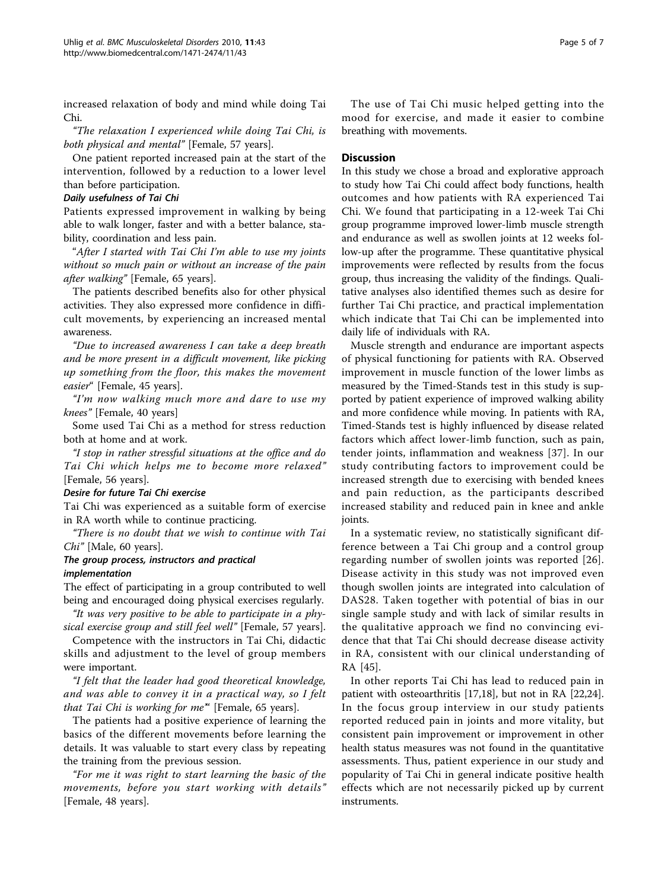increased relaxation of body and mind while doing Tai Chi.

*"The relaxation I experienced while doing Tai Chi, is both physical and mental"* [Female, 57 years].

One patient reported increased pain at the start of the intervention, followed by a reduction to a lower level than before participation.

#### *Daily usefulness of Tai Chi*

Patients expressed improvement in walking by being able to walk longer, faster and with a better balance, stability, coordination and less pain.

*"After I started with Tai Chi I'm able to use my joints without so much pain or without an increase of the pain after walking"* [Female, 65 years].

The patients described benefits also for other physical activities. They also expressed more confidence in difficult movements, by experiencing an increased mental awareness.

*"Due to increased awareness I can take a deep breath and be more present in a difficult movement, like picking up something from the floor, this makes the movement easier"* [Female, 45 years].

*"I'm now walking much more and dare to use my knees"* [Female, 40 years]

Some used Tai Chi as a method for stress reduction both at home and at work.

*"I stop in rather stressful situations at the office and do Tai Chi which helps me to become more relaxed"* [Female, 56 years].

#### *Desire for future Tai Chi exercise*

Tai Chi was experienced as a suitable form of exercise in RA worth while to continue practicing.

*"There is no doubt that we wish to continue with Tai Chi"* [Male, 60 years].

#### *The group process, instructors and practical implementation*

The effect of participating in a group contributed to well being and encouraged doing physical exercises regularly.

*"It was very positive to be able to participate in a physical exercise group and still feel well"* [Female, 57 years].

Competence with the instructors in Tai Chi, didactic skills and adjustment to the level of group members were important.

*"I felt that the leader had good theoretical knowledge, and was able to convey it in a practical way, so I felt that Tai Chi is working for me"* [Female, 65 years].

The patients had a positive experience of learning the basics of the different movements before learning the details. It was valuable to start every class by repeating the training from the previous session.

*"For me it was right to start learning the basic of the movements, before you start working with details"* [Female, 48 years].

The use of Tai Chi music helped getting into the mood for exercise, and made it easier to combine breathing with movements.

## Discussion

In this study we chose a broad and explorative approach to study how Tai Chi could affect body functions, health outcomes and how patients with RA experienced Tai Chi. We found that participating in a 12-week Tai Chi group programme improved lower-limb muscle strength and endurance as well as swollen joints at 12 weeks follow-up after the programme. These quantitative physical improvements were reflected by results from the focus group, thus increasing the validity of the findings. Qualitative analyses also identified themes such as desire for further Tai Chi practice, and practical implementation which indicate that Tai Chi can be implemented into daily life of individuals with RA.

Muscle strength and endurance are important aspects of physical functioning for patients with RA. Observed improvement in muscle function of the lower limbs as measured by the Timed-Stands test in this study is supported by patient experience of improved walking ability and more confidence while moving. In patients with RA, Timed-Stands test is highly influenced by disease related factors which affect lower-limb function, such as pain, tender joints, inflammation and weakness [37]. In our study contributing factors to improvement could be increased strength due to exercising with bended knees and pain reduction, as the participants described increased stability and reduced pain in knee and ankle joints.

In a systematic review, no statistically significant difference between a Tai Chi group and a control group regarding number of swollen joints was reported [26]. Disease activity in this study was not improved even though swollen joints are integrated into calculation of DAS28. Taken together with potential of bias in our single sample study and with lack of similar results in the qualitative approach we find no convincing evidence that that Tai Chi should decrease disease activity in RA, consistent with our clinical understanding of RA [45].

In other reports Tai Chi has lead to reduced pain in patient with osteoarthritis [17,18], but not in RA [22,24]. In the focus group interview in our study patients reported reduced pain in joints and more vitality, but consistent pain improvement or improvement in other health status measures was not found in the quantitative assessments. Thus, patient experience in our study and popularity of Tai Chi in general indicate positive health effects which are not necessarily picked up by current instruments.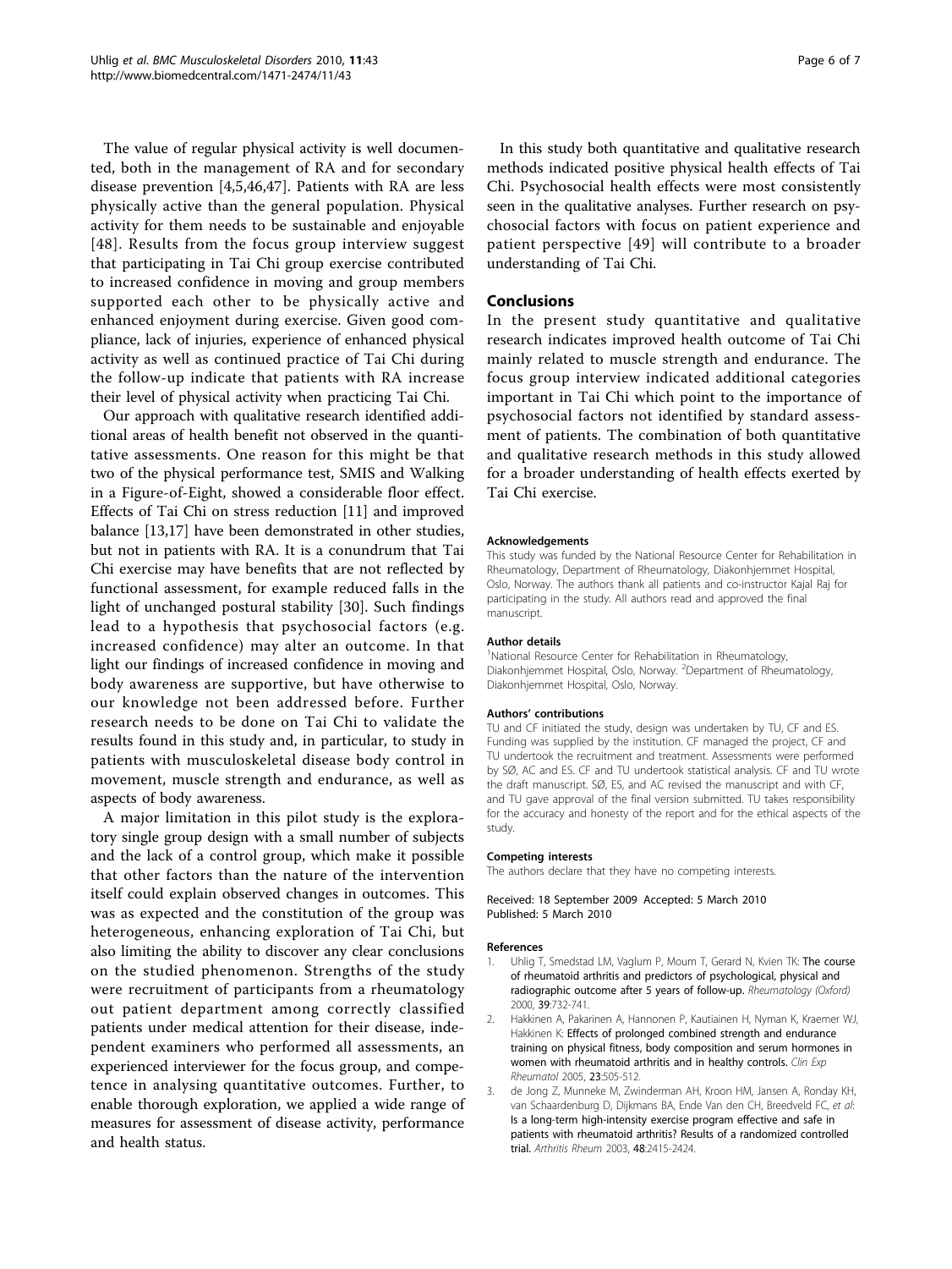The value of regular physical activity is well documented, both in the management of RA and for secondary disease prevention [4,5,46,47]. Patients with RA are less physically active than the general population. Physical activity for them needs to be sustainable and enjoyable [48]. Results from the focus group interview suggest that participating in Tai Chi group exercise contributed to increased confidence in moving and group members supported each other to be physically active and enhanced enjoyment during exercise. Given good compliance, lack of injuries, experience of enhanced physical activity as well as continued practice of Tai Chi during the follow-up indicate that patients with RA increase their level of physical activity when practicing Tai Chi.

Our approach with qualitative research identified additional areas of health benefit not observed in the quantitative assessments. One reason for this might be that two of the physical performance test, SMIS and Walking in a Figure-of-Eight, showed a considerable floor effect. Effects of Tai Chi on stress reduction [11] and improved balance [13,17] have been demonstrated in other studies, but not in patients with RA. It is a conundrum that Tai Chi exercise may have benefits that are not reflected by functional assessment, for example reduced falls in the light of unchanged postural stability [30]. Such findings lead to a hypothesis that psychosocial factors (e.g. increased confidence) may alter an outcome. In that light our findings of increased confidence in moving and body awareness are supportive, but have otherwise to our knowledge not been addressed before. Further research needs to be done on Tai Chi to validate the results found in this study and, in particular, to study in patients with musculoskeletal disease body control in movement, muscle strength and endurance, as well as aspects of body awareness.

A major limitation in this pilot study is the exploratory single group design with a small number of subjects and the lack of a control group, which make it possible that other factors than the nature of the intervention itself could explain observed changes in outcomes. This was as expected and the constitution of the group was heterogeneous, enhancing exploration of Tai Chi, but also limiting the ability to discover any clear conclusions on the studied phenomenon. Strengths of the study were recruitment of participants from a rheumatology out patient department among correctly classified patients under medical attention for their disease, independent examiners who performed all assessments, an experienced interviewer for the focus group, and competence in analysing quantitative outcomes. Further, to enable thorough exploration, we applied a wide range of measures for assessment of disease activity, performance and health status.

In this study both quantitative and qualitative research methods indicated positive physical health effects of Tai Chi. Psychosocial health effects were most consistently seen in the qualitative analyses. Further research on psychosocial factors with focus on patient experience and patient perspective [49] will contribute to a broader understanding of Tai Chi.

## Conclusions

In the present study quantitative and qualitative research indicates improved health outcome of Tai Chi mainly related to muscle strength and endurance. The focus group interview indicated additional categories important in Tai Chi which point to the importance of psychosocial factors not identified by standard assessment of patients. The combination of both quantitative and qualitative research methods in this study allowed for a broader understanding of health effects exerted by Tai Chi exercise.

#### Acknowledgements

This study was funded by the National Resource Center for Rehabilitation in Rheumatology, Department of Rheumatology, Diakonhjemmet Hospital, Oslo, Norway. The authors thank all patients and co-instructor Kajal Raj for participating in the study. All authors read and approved the final manuscript.

#### Author details

[1]National Resource Center for Rehabilitation in Rheumatology, Diakonhjemmet Hospital, Oslo, Norway. [2]Department of Rheumatology, Diakonhjemmet Hospital, Oslo, Norway.

#### Authors' contributions

TU and CF initiated the study, design was undertaken by TU, CF and ES. Funding was supplied by the institution. CF managed the project, CF and TU undertook the recruitment and treatment. Assessments were performed by SØ, AC and ES. CF and TU undertook statistical analysis. CF and TU wrote the draft manuscript. SØ, ES, and AC revised the manuscript and with CF, and TU gave approval of the final version submitted. TU takes responsibility for the accuracy and honesty of the report and for the ethical aspects of the study.

#### Competing interests

The authors declare that they have no competing interests.

Received: 18 September 2009 Accepted: 5 March 2010
Published: 5 March 2010

#### References

1. Uhlig T, Smedstad LM, Vaglum P, Moum T, Gerard N, Kvien TK: **The course of rheumatoid arthritis and predictors of psychological, physical and radiographic outcome after 5 years of follow-up.** *Rheumatology (Oxford)* 2000, **39**:732-741.
2. Hakkinen A, Pakarinen A, Hannonen P, Kautiainen H, Nyman K, Kraemer WJ, Hakkinen K: **Effects of prolonged combined strength and endurance training on physical fitness, body composition and serum hormones in women with rheumatoid arthritis and in healthy controls.** *Clin Exp Rheumatol* 2005, **23**:505-512.
3. de Jong Z, Munneke M, Zwinderman AH, Kroon HM, Jansen A, Ronday KH, van Schaardenburg D, Dijkmans BA, Ende Van den CH, Breedveld FC, *et al*: **Is a long-term high-intensity exercise program effective and safe in patients with rheumatoid arthritis? Results of a randomized controlled trial.** *Arthritis Rheum* 2003, **48**:2415-2424.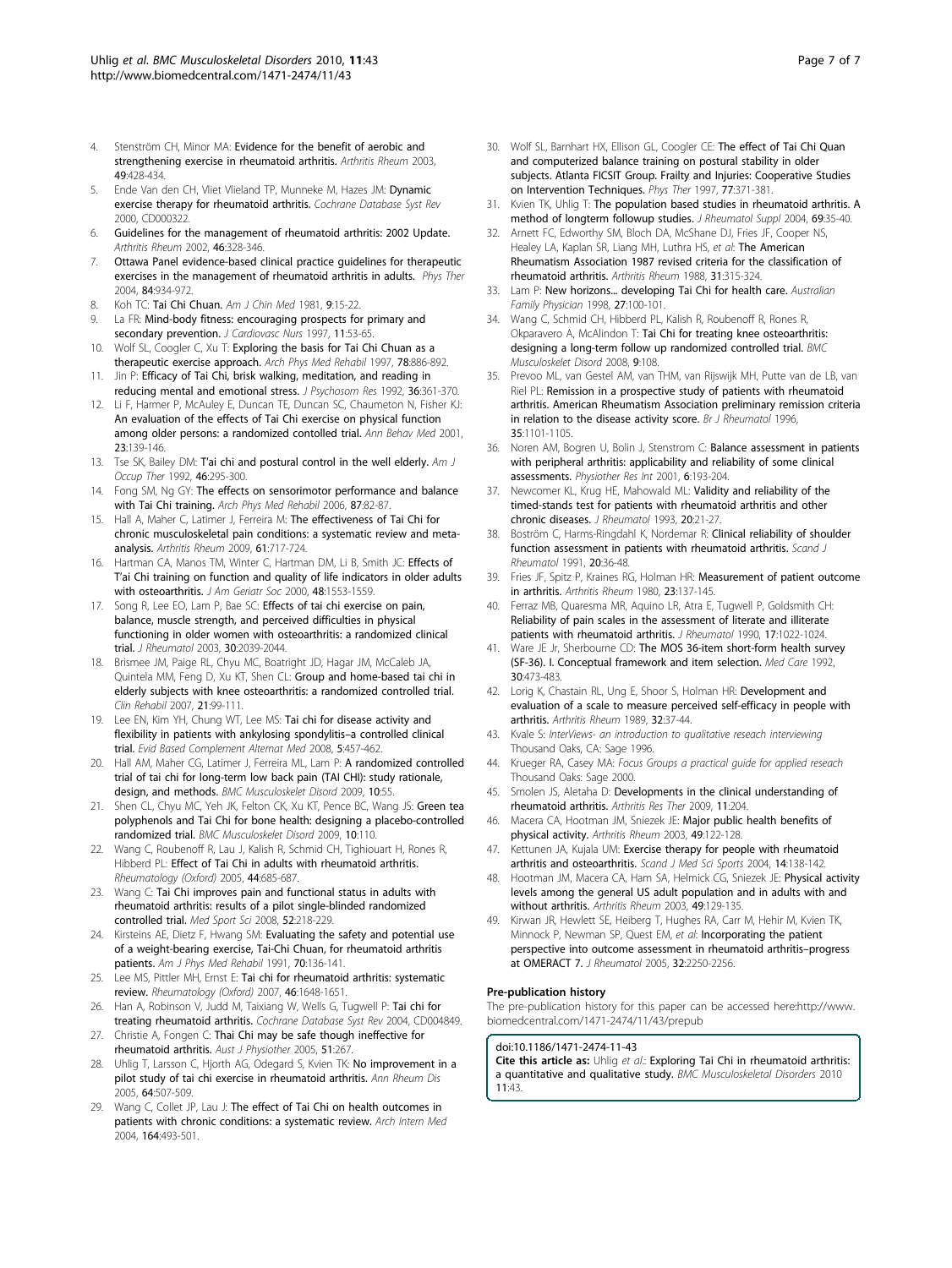4. Stenström CH, Minor MA: **Evidence for the benefit of aerobic and strengthening exercise in rheumatoid arthritis.** *Arthritis Rheum* 2003, **49**:428-434.
5. Ende Van den CH, Vliet Vlieland TP, Munneke M, Hazes JM: **Dynamic exercise therapy for rheumatoid arthritis.** *Cochrane Database Syst Rev* 2000, CD000322.
6. **Guidelines for the management of rheumatoid arthritis: 2002 Update.** *Arthritis Rheum* 2002, **46**:328-346.
7. **Ottawa Panel evidence-based clinical practice guidelines for therapeutic exercises in the management of rheumatoid arthritis in adults.** *Phys Ther* 2004, **84**:934-972.
8. Koh TC: **Tai Chi Chuan.** *Am J Chin Med* 1981, **9**:15-22.
9. La FR: **Mind-body fitness: encouraging prospects for primary and secondary prevention.** *J Cardiovasc Nurs* 1997, **11**:53-65.
10. Wolf SL, Coogler C, Xu T: **Exploring the basis for Tai Chi Chuan as a therapeutic exercise approach.** *Arch Phys Med Rehabil* 1997, **78**:886-892.
11. Jin P: **Efficacy of Tai Chi, brisk walking, meditation, and reading in reducing mental and emotional stress.** *J Psychosom Res* 1992, **36**:361-370.
12. Li F, Harmer P, McAuley E, Duncan TE, Duncan SC, Chaumeton N, Fisher KJ: **An evaluation of the effects of Tai Chi exercise on physical function among older persons: a randomized contolled trial.** *Ann Behav Med* 2001, **23**:139-146.
13. Tse SK, Bailey DM: **T'ai chi and postural control in the well elderly.** *Am J Occup Ther* 1992, **46**:295-300.
14. Fong SM, Ng GY: **The effects on sensorimotor performance and balance with Tai Chi training.** *Arch Phys Med Rehabil* 2006, **87**:82-87.
15. Hall A, Maher C, Latimer J, Ferreira M: **The effectiveness of Tai Chi for chronic musculoskeletal pain conditions: a systematic review and meta-analysis.** *Arthritis Rheum* 2009, **61**:717-724.
16. Hartman CA, Manos TM, Winter C, Hartman DM, Li B, Smith JC: **Effects of T'ai Chi training on function and quality of life indicators in older adults with osteoarthritis.** *J Am Geriatr Soc* 2000, **48**:1553-1559.
17. Song R, Lee EO, Lam P, Bae SC: **Effects of tai chi exercise on pain, balance, muscle strength, and perceived difficulties in physical functioning in older women with osteoarthritis: a randomized clinical trial.** *J Rheumatol* 2003, **30**:2039-2044.
18. Brismee JM, Paige RL, Chyu MC, Boatright JD, Hagar JM, McCaleb JA, Quintela MM, Feng D, Xu KT, Shen CL: **Group and home-based tai chi in elderly subjects with knee osteoarthritis: a randomized controlled trial.** *Clin Rehabil* 2007, **21**:99-111.
19. Lee EN, Kim YH, Chung WT, Lee MS: **Tai chi for disease activity and flexibility in patients with ankylosing spondylitis–a controlled clinical trial.** *Evid Based Complement Alternat Med* 2008, **5**:457-462.
20. Hall AM, Maher CG, Latimer J, Ferreira ML, Lam P: **A randomized controlled trial of tai chi for long-term low back pain (TAI CHI): study rationale, design, and methods.** *BMC Musculoskelet Disord* 2009, **10**:55.
21. Shen CL, Chyu MC, Yeh JK, Felton CK, Xu KT, Pence BC, Wang JS: **Green tea polyphenols and Tai Chi for bone health: designing a placebo-controlled randomized trial.** *BMC Musculoskelet Disord* 2009, **10**:110.
22. Wang C, Roubenoff R, Lau J, Kalish R, Schmid CH, Tighiouart H, Rones R, Hibberd PL: **Effect of Tai Chi in adults with rheumatoid arthritis.** *Rheumatology (Oxford)* 2005, **44**:685-687.
23. Wang C: **Tai Chi improves pain and functional status in adults with rheumatoid arthritis: results of a pilot single-blinded randomized controlled trial.** *Med Sport Sci* 2008, **52**:218-229.
24. Kirsteins AE, Dietz F, Hwang SM: **Evaluating the safety and potential use of a weight-bearing exercise, Tai-Chi Chuan, for rheumatoid arthritis patients.** *Am J Phys Med Rehabil* 1991, **70**:136-141.
25. Lee MS, Pittler MH, Ernst E: **Tai chi for rheumatoid arthritis: systematic review.** *Rheumatology (Oxford)* 2007, **46**:1648-1651.
26. Han A, Robinson V, Judd M, Taixiang W, Wells G, Tugwell P: **Tai chi for treating rheumatoid arthritis.** *Cochrane Database Syst Rev* 2004, CD004849.
27. Christie A, Fongen C: **Thai Chi may be safe though ineffective for rheumatoid arthritis.** *Aust J Physiother* 2005, **51**:267.
28. Uhlig T, Larsson C, Hjorth AG, Odegard S, Kvien TK: **No improvement in a pilot study of tai chi exercise in rheumatoid arthritis.** *Ann Rheum Dis* 2005, **64**:507-509.
29. Wang C, Collet JP, Lau J: **The effect of Tai Chi on health outcomes in patients with chronic conditions: a systematic review.** *Arch Intern Med* 2004, **164**:493-501.
30. Wolf SL, Barnhart HX, Ellison GL, Coogler CE: **The effect of Tai Chi Quan and computerized balance training on postural stability in older subjects. Atlanta FICSIT Group. Frailty and Injuries: Cooperative Studies on Intervention Techniques.** *Phys Ther* 1997, **77**:371-381.
31. Kvien TK, Uhlig T: **The population based studies in rheumatoid arthritis. A method of longterm followup studies.** *J Rheumatol Suppl* 2004, **69**:35-40.
32. Arnett FC, Edworthy SM, Bloch DA, McShane DJ, Fries JF, Cooper NS, Healey LA, Kaplan SR, Liang MH, Luthra HS, *et al*: **The American Rheumatism Association 1987 revised criteria for the classification of rheumatoid arthritis.** *Arthritis Rheum* 1988, **31**:315-324.
33. Lam P: **New horizons... developing Tai Chi for health care.** *Australian Family Physician* 1998, **27**:100-101.
34. Wang C, Schmid CH, Hibberd PL, Kalish R, Roubenoff R, Rones R, Okparavero A, McAlindon T: **Tai Chi for treating knee osteoarthritis: designing a long-term follow up randomized controlled trial.** *BMC Musculoskelet Disord* 2008, **9**:108.
35. Prevoo ML, van Gestel AM, van THM, van Rijswijk MH, Putte van de LB, van Riel PL: **Remission in a prospective study of patients with rheumatoid arthritis. American Rheumatism Association preliminary remission criteria in relation to the disease activity score.** *Br J Rheumatol* 1996, **35**:1101-1105.
36. Noren AM, Bogren U, Bolin J, Stenstrom C: **Balance assessment in patients with peripheral arthritis: applicability and reliability of some clinical assessments.** *Physiother Res Int* 2001, **6**:193-204.
37. Newcomer KL, Krug HE, Mahowald ML: **Validity and reliability of the timed-stands test for patients with rheumatoid arthritis and other chronic diseases.** *J Rheumatol* 1993, **20**:21-27.
38. Boström C, Harms-Ringdahl K, Nordemar R: **Clinical reliability of shoulder function assessment in patients with rheumatoid arthritis.** *Scand J Rheumatol* 1991, **20**:36-48.
39. Fries JF, Spitz P, Kraines RG, Holman HR: **Measurement of patient outcome in arthritis.** *Arthritis Rheum* 1980, **23**:137-145.
40. Ferraz MB, Quaresma MR, Aquino LR, Atra E, Tugwell P, Goldsmith CH: **Reliability of pain scales in the assessment of literate and illiterate patients with rheumatoid arthritis.** *J Rheumatol* 1990, **17**:1022-1024.
41. Ware JE Jr, Sherbourne CD: **The MOS 36-item short-form health survey (SF-36). I. Conceptual framework and item selection.** *Med Care* 1992, **30**:473-483.
42. Lorig K, Chastain RL, Ung E, Shoor S, Holman HR: **Development and evaluation of a scale to measure perceived self-efficacy in people with arthritis.** *Arthritis Rheum* 1989, **32**:37-44.
43. Kvale S: *InterViews- an introduction to qualitative reseach interviewing* Thousand Oaks, CA: Sage 1996.
44. Krueger RA, Casey MA: *Focus Groups a practical guide for applied reseach* Thousand Oaks: Sage 2000.
45. Smolen JS, Aletaha D: **Developments in the clinical understanding of rheumatoid arthritis.** *Arthritis Res Ther* 2009, **11**:204.
46. Macera CA, Hootman JM, Sniezek JE: **Major public health benefits of physical activity.** *Arthritis Rheum* 2003, **49**:122-128.
47. Kettunen JA, Kujala UM: **Exercise therapy for people with rheumatoid arthritis and osteoarthritis.** *Scand J Med Sci Sports* 2004, **14**:138-142.
48. Hootman JM, Macera CA, Ham SA, Helmick CG, Sniezek JE: **Physical activity levels among the general US adult population and in adults with and without arthritis.** *Arthritis Rheum* 2003, **49**:129-135.
49. Kirwan JR, Hewlett SE, Heiberg T, Hughes RA, Carr M, Hehir M, Kvien TK, Minnock P, Newman SP, Quest EM, *et al*: **Incorporating the patient perspective into outcome assessment in rheumatoid arthritis–progress at OMERACT 7.** *J Rheumatol* 2005, **32**:2250-2256.

## Pre-publication history

The pre-publication history for this paper can be accessed here:http://www.biomedcentral.com/1471-2474/11/43/prepub

doi:10.1186/1471-2474-11-43

**Cite this article as:** Uhlig *et al.*: Exploring Tai Chi in rheumatoid arthritis: a quantitative and qualitative study. *BMC Musculoskeletal Disorders* 2010 **11**:43.